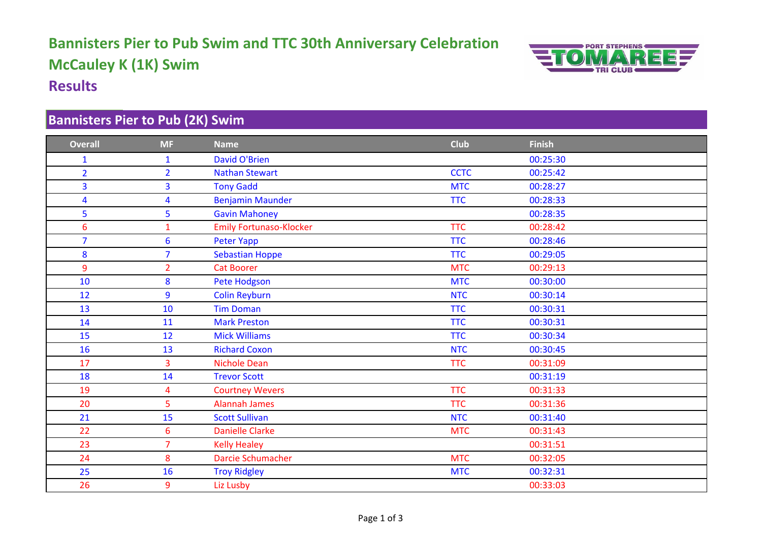# Bannisters Pier to Pub Swim and TTC 30th Anniversary Celebration

## McCauley K (1K) Swim

## Results

### Bannisters Pier to Pub (2K) Swim

| Overall | MF | Name | Club | Finish |
|---|---|---|---|---|
| 1 | 1 | David O'Brien | | 00:25:30 |
| 2 | 2 | Nathan Stewart | CCTC | 00:25:42 |
| 3 | 3 | Tony Gadd | MTC | 00:28:27 |
| 4 | 4 | Benjamin Maunder | TTC | 00:28:33 |
| 5 | 5 | Gavin Mahoney | | 00:28:35 |
| 6 | 1 | Emily Fortunaso-Klocker | TTC | 00:28:42 |
| 7 | 6 | Peter Yapp | TTC | 00:28:46 |
| 8 | 7 | Sebastian Hoppe | TTC | 00:29:05 |
| 9 | 2 | Cat Boorer | MTC | 00:29:13 |
| 10 | 8 | Pete Hodgson | MTC | 00:30:00 |
| 12 | 9 | Colin Reyburn | NTC | 00:30:14 |
| 13 | 10 | Tim Doman | TTC | 00:30:31 |
| 14 | 11 | Mark Preston | TTC | 00:30:31 |
| 15 | 12 | Mick Williams | TTC | 00:30:34 |
| 16 | 13 | Richard Coxon | NTC | 00:30:45 |
| 17 | 3 | Nichole Dean | TTC | 00:31:09 |
| 18 | 14 | Trevor Scott | | 00:31:19 |
| 19 | 4 | Courtney Wevers | TTC | 00:31:33 |
| 20 | 5 | Alannah James | TTC | 00:31:36 |
| 21 | 15 | Scott Sullivan | NTC | 00:31:40 |
| 22 | 6 | Danielle Clarke | MTC | 00:31:43 |
| 23 | 7 | Kelly Healey | | 00:31:51 |
| 24 | 8 | Darcie Schumacher | MTC | 00:32:05 |
| 25 | 16 | Troy Ridgley | MTC | 00:32:31 |
| 26 | 9 | Liz Lusby | | 00:33:03 |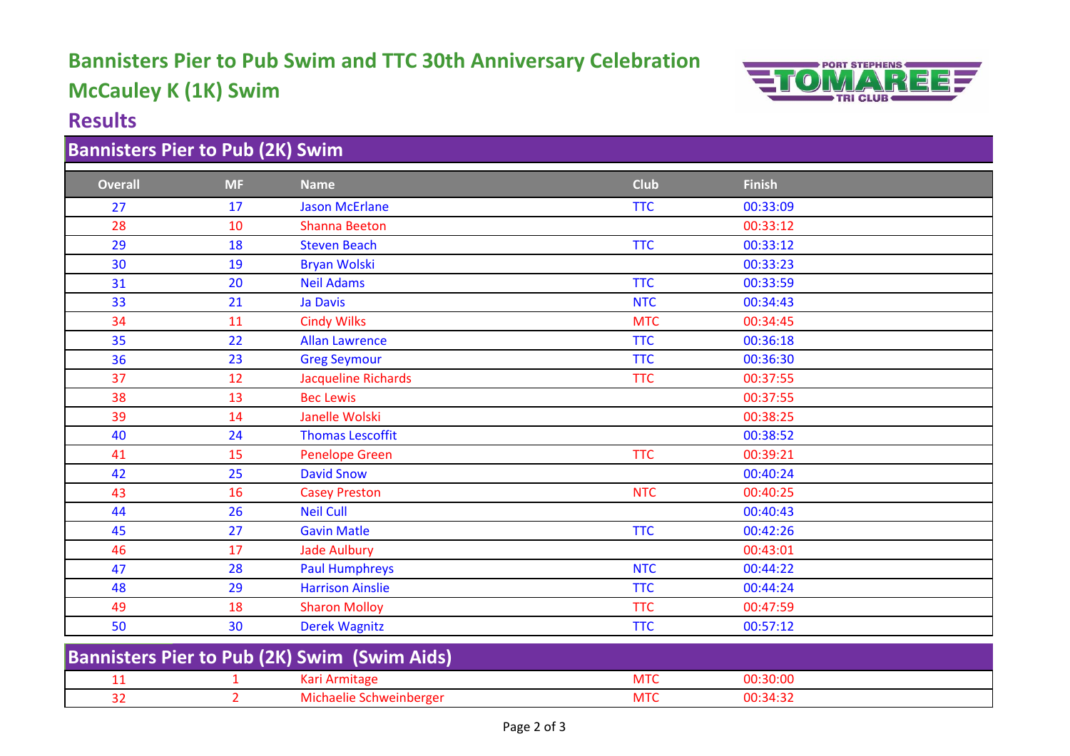# Bannisters Pier to Pub Swim and TTC 30th Anniversary Celebration

## McCauley K (1K) Swim

## Results

### Bannisters Pier to Pub (2K) Swim

| Overall | MF | Name | Club | Finish |
|---|---|---|---|---|
| 27 | 17 | Jason McErlane | TTC | 00:33:09 |
| 28 | 10 | Shanna Beeton | | 00:33:12 |
| 29 | 18 | Steven Beach | TTC | 00:33:12 |
| 30 | 19 | Bryan Wolski | | 00:33:23 |
| 31 | 20 | Neil Adams | TTC | 00:33:59 |
| 33 | 21 | Ja Davis | NTC | 00:34:43 |
| 34 | 11 | Cindy Wilks | MTC | 00:34:45 |
| 35 | 22 | Allan Lawrence | TTC | 00:36:18 |
| 36 | 23 | Greg Seymour | TTC | 00:36:30 |
| 37 | 12 | Jacqueline Richards | TTC | 00:37:55 |
| 38 | 13 | Bec Lewis | | 00:37:55 |
| 39 | 14 | Janelle Wolski | | 00:38:25 |
| 40 | 24 | Thomas Lescoffit | | 00:38:52 |
| 41 | 15 | Penelope Green | TTC | 00:39:21 |
| 42 | 25 | David Snow | | 00:40:24 |
| 43 | 16 | Casey Preston | NTC | 00:40:25 |
| 44 | 26 | Neil Cull | | 00:40:43 |
| 45 | 27 | Gavin Matle | TTC | 00:42:26 |
| 46 | 17 | Jade Aulbury | | 00:43:01 |
| 47 | 28 | Paul Humphreys | NTC | 00:44:22 |
| 48 | 29 | Harrison Ainslie | TTC | 00:44:24 |
| 49 | 18 | Sharon Molloy | TTC | 00:47:59 |
| 50 | 30 | Derek Wagnitz | TTC | 00:57:12 |

### Bannisters Pier to Pub (2K) Swim (Swim Aids)

| Overall | MF | Name | Club | Finish |
|---|---|---|---|---|
| 11 | 1 | Kari Armitage | MTC | 00:30:00 |
| 32 | 2 | Michaelie Schweinberger | MTC | 00:34:32 |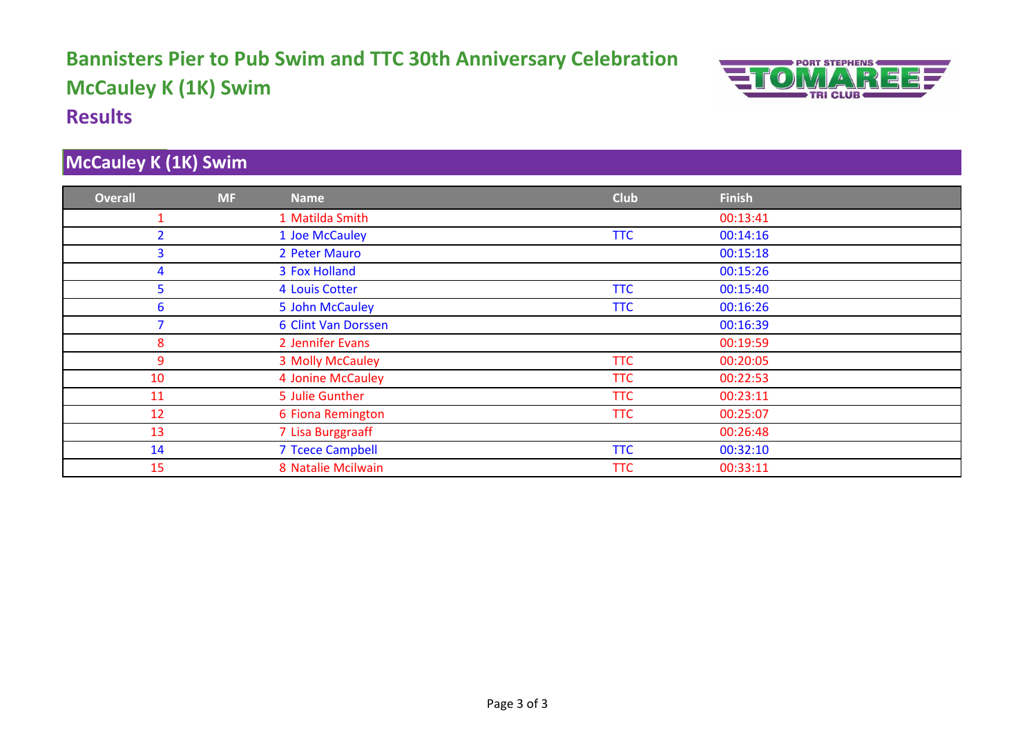# Bannisters Pier to Pub Swim and TTC 30th Anniversary Celebration

## McCauley K (1K) Swim

## Results

## McCauley K (1K) Swim

| Overall | MF | Name | Club | Finish |
|---|---|---|---|---|
| 1 | 1 | Matilda Smith | | 00:13:41 |
| 2 | 1 | Joe McCauley | TTC | 00:14:16 |
| 3 | 2 | Peter Mauro | | 00:15:18 |
| 4 | 3 | Fox Holland | | 00:15:26 |
| 5 | 4 | Louis Cotter | TTC | 00:15:40 |
| 6 | 5 | John McCauley | TTC | 00:16:26 |
| 7 | 6 | Clint Van Dorssen | | 00:16:39 |
| 8 | 2 | Jennifer Evans | | 00:19:59 |
| 9 | 3 | Molly McCauley | TTC | 00:20:05 |
| 10 | 4 | Jonine McCauley | TTC | 00:22:53 |
| 11 | 5 | Julie Gunther | TTC | 00:23:11 |
| 12 | 6 | Fiona Remington | TTC | 00:25:07 |
| 13 | 7 | Lisa Burggraaff | | 00:26:48 |
| 14 | 7 | Tcece Campbell | TTC | 00:32:10 |
| 15 | 8 | Natalie Mcilwain | TTC | 00:33:11 |